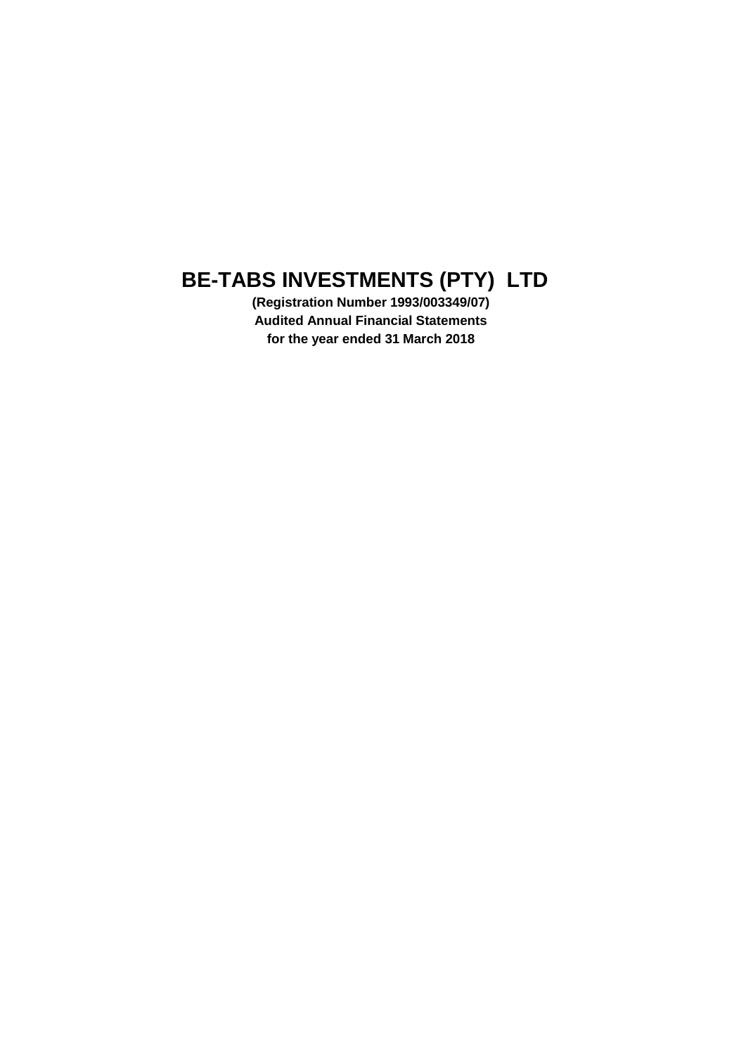# BE-TABS INVESTMENTS (PTY) LTD

**(Registration Number 1993/003349/07)**

**Audited Annual Financial Statements**

**for the year ended 31 March 2018**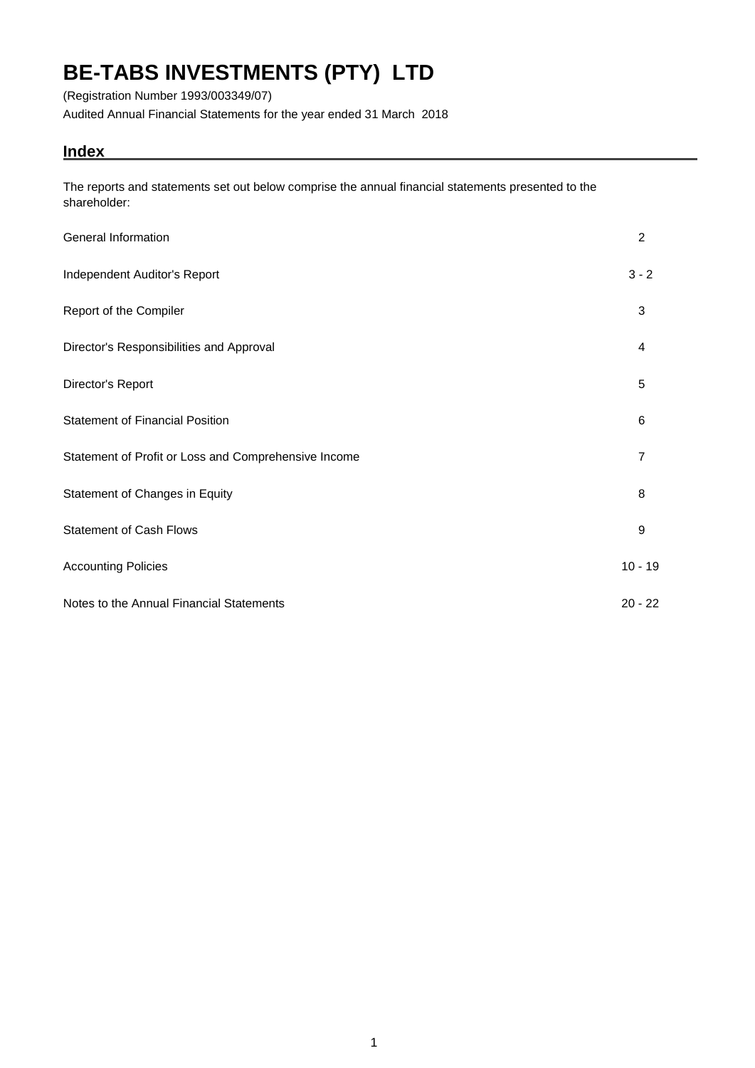# BE-TABS INVESTMENTS (PTY) LTD

(Registration Number 1993/003349/07)

Audited Annual Financial Statements for the year ended 31 March 2018

## Index

The reports and statements set out below comprise the annual financial statements presented to the shareholder:

| | |
|---|---|
| General Information | 2 |
| Independent Auditor's Report | 3 - 2 |
| Report of the Compiler | 3 |
| Director's Responsibilities and Approval | 4 |
| Director's Report | 5 |
| Statement of Financial Position | 6 |
| Statement of Profit or Loss and Comprehensive Income | 7 |
| Statement of Changes in Equity | 8 |
| Statement of Cash Flows | 9 |
| Accounting Policies | 10 - 19 |
| Notes to the Annual Financial Statements | 20 - 22 |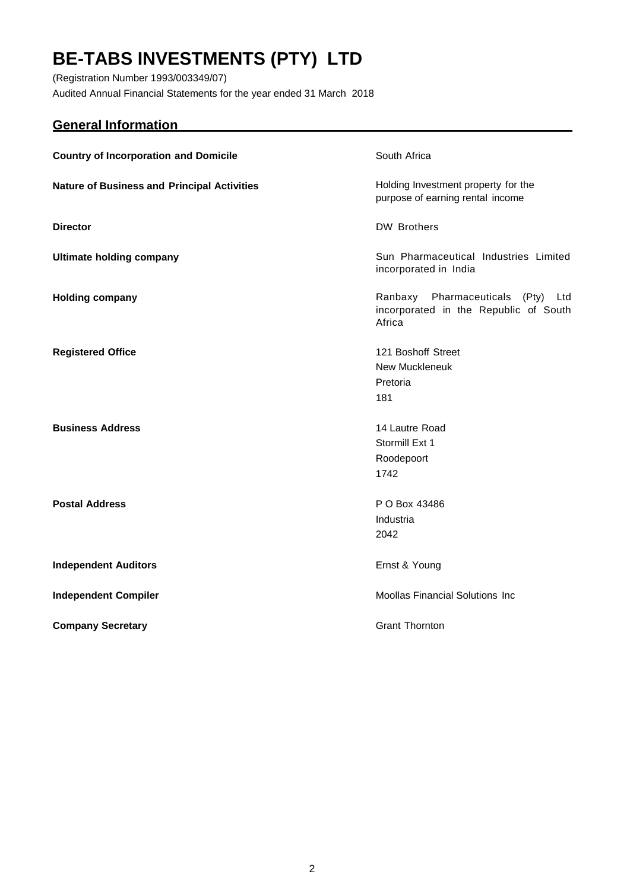# BE-TABS INVESTMENTS (PTY) LTD

(Registration Number 1993/003349/07)

Audited Annual Financial Statements for the year ended 31 March 2018

## General Information

| | |
|---|---|
| **Country of Incorporation and Domicile** | South Africa |
| **Nature of Business and Principal Activities** | Holding Investment property for the purpose of earning rental income |
| **Director** | DW Brothers |
| **Ultimate holding company** | Sun Pharmaceutical Industries Limited incorporated in India |
| **Holding company** | Ranbaxy Pharmaceuticals (Pty) Ltd incorporated in the Republic of South Africa |
| **Registered Office** | 121 Boshoff Street<br>New Muckleneuk<br>Pretoria<br>181 |
| **Business Address** | 14 Lautre Road<br>Stormill Ext 1<br>Roodepoort<br>1742 |
| **Postal Address** | P O Box 43486<br>Industria<br>2042 |
| **Independent Auditors** | Ernst & Young |
| **Independent Compiler** | Moollas Financial Solutions Inc |
| **Company Secretary** | Grant Thornton |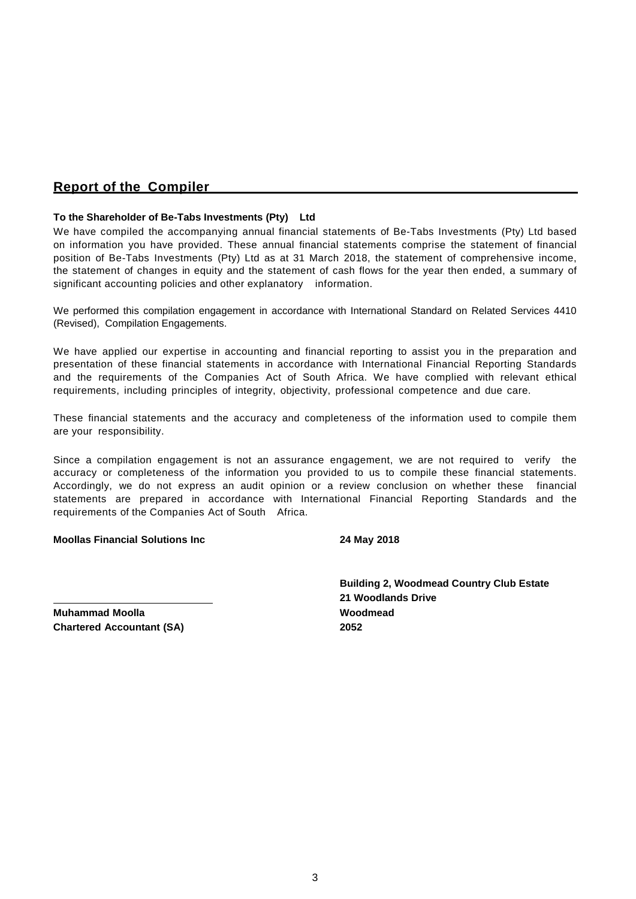## Report of the Compiler

**To the Shareholder of Be-Tabs Investments (Pty) Ltd**

We have compiled the accompanying annual financial statements of Be-Tabs Investments (Pty) Ltd based on information you have provided. These annual financial statements comprise the statement of financial position of Be-Tabs Investments (Pty) Ltd as at 31 March 2018, the statement of comprehensive income, the statement of changes in equity and the statement of cash flows for the year then ended, a summary of significant accounting policies and other explanatory information.

We performed this compilation engagement in accordance with International Standard on Related Services 4410 (Revised), Compilation Engagements.

We have applied our expertise in accounting and financial reporting to assist you in the preparation and presentation of these financial statements in accordance with International Financial Reporting Standards and the requirements of the Companies Act of South Africa. We have complied with relevant ethical requirements, including principles of integrity, objectivity, professional competence and due care.

These financial statements and the accuracy and completeness of the information used to compile them are your responsibility.

Since a compilation engagement is not an assurance engagement, we are not required to verify the accuracy or completeness of the information you provided to us to compile these financial statements. Accordingly, we do not express an audit opinion or a review conclusion on whether these financial statements are prepared in accordance with International Financial Reporting Standards and the requirements of the Companies Act of South Africa.

**Moollas Financial Solutions Inc**

**24 May 2018**

**Muhammad Moolla**
**Chartered Accountant (SA)**

**Building 2, Woodmead Country Club Estate**
**21 Woodlands Drive**
**Woodmead**
**2052**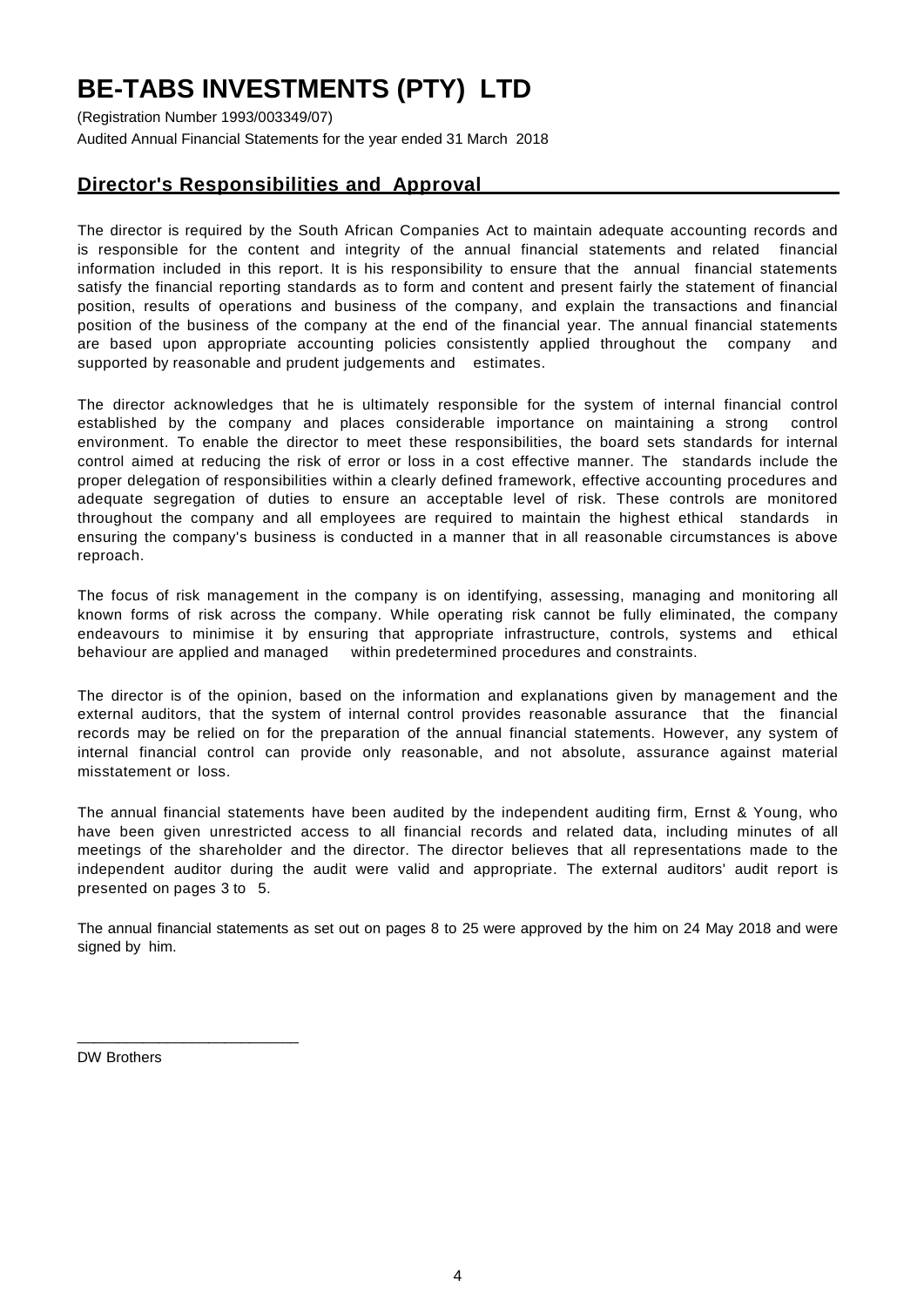# BE-TABS INVESTMENTS (PTY) LTD

(Registration Number 1993/003349/07)

Audited Annual Financial Statements for the year ended 31 March 2018

## Director's Responsibilities and Approval

The director is required by the South African Companies Act to maintain adequate accounting records and is responsible for the content and integrity of the annual financial statements and related financial information included in this report. It is his responsibility to ensure that the annual financial statements satisfy the financial reporting standards as to form and content and present fairly the statement of financial position, results of operations and business of the company, and explain the transactions and financial position of the business of the company at the end of the financial year. The annual financial statements are based upon appropriate accounting policies consistently applied throughout the company and supported by reasonable and prudent judgements and estimates.

The director acknowledges that he is ultimately responsible for the system of internal financial control established by the company and places considerable importance on maintaining a strong control environment. To enable the director to meet these responsibilities, the board sets standards for internal control aimed at reducing the risk of error or loss in a cost effective manner. The standards include the proper delegation of responsibilities within a clearly defined framework, effective accounting procedures and adequate segregation of duties to ensure an acceptable level of risk. These controls are monitored throughout the company and all employees are required to maintain the highest ethical standards in ensuring the company's business is conducted in a manner that in all reasonable circumstances is above reproach.

The focus of risk management in the company is on identifying, assessing, managing and monitoring all known forms of risk across the company. While operating risk cannot be fully eliminated, the company endeavours to minimise it by ensuring that appropriate infrastructure, controls, systems and ethical behaviour are applied and managed within predetermined procedures and constraints.

The director is of the opinion, based on the information and explanations given by management and the external auditors, that the system of internal control provides reasonable assurance that the financial records may be relied on for the preparation of the annual financial statements. However, any system of internal financial control can provide only reasonable, and not absolute, assurance against material misstatement or loss.

The annual financial statements have been audited by the independent auditing firm, Ernst & Young, who have been given unrestricted access to all financial records and related data, including minutes of all meetings of the shareholder and the director. The director believes that all representations made to the independent auditor during the audit were valid and appropriate. The external auditors' audit report is presented on pages 3 to 5.

The annual financial statements as set out on pages 8 to 25 were approved by the him on 24 May 2018 and were signed by him.

___________________________

DW Brothers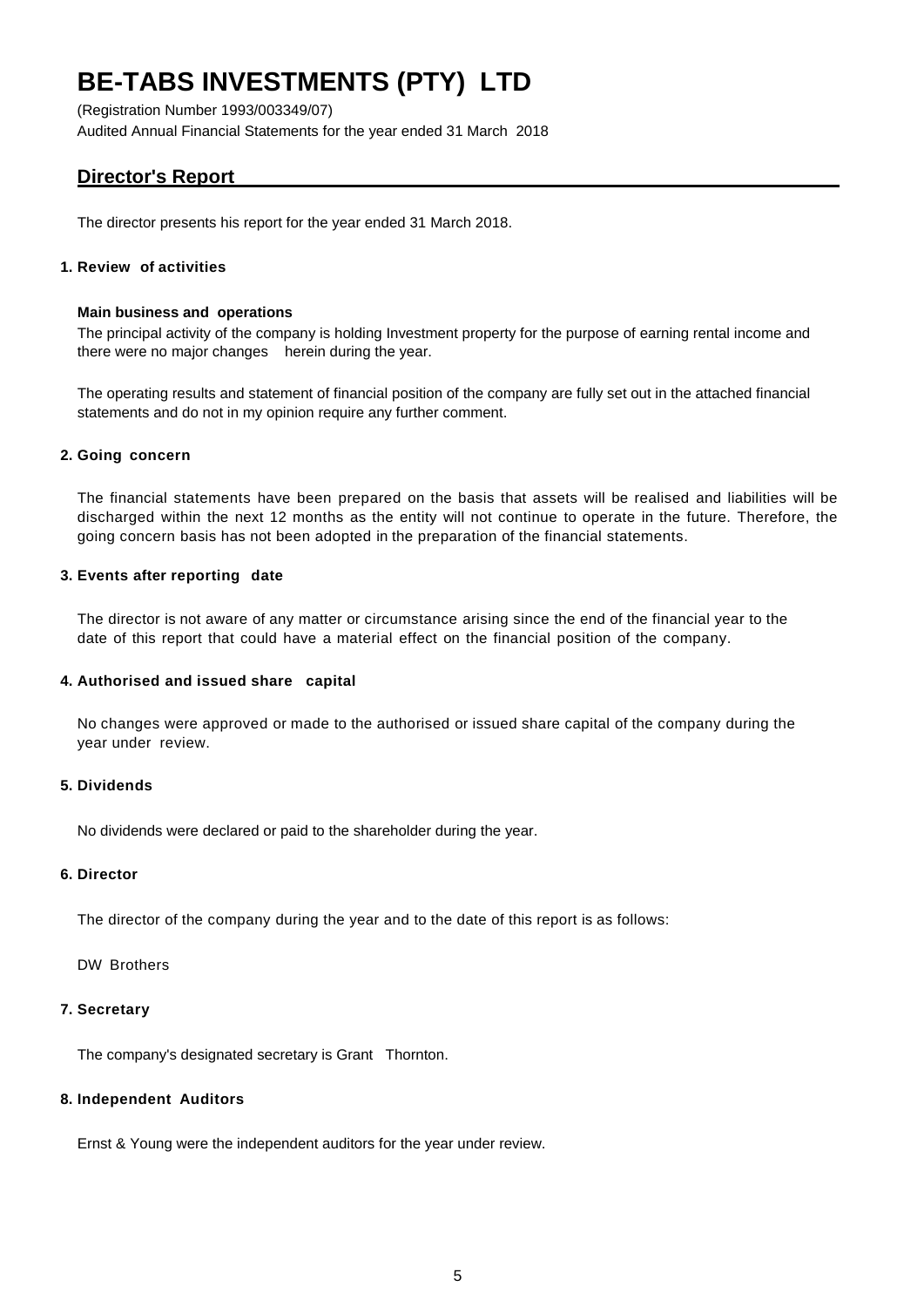# BE-TABS INVESTMENTS (PTY) LTD

(Registration Number 1993/003349/07)
Audited Annual Financial Statements for the year ended 31 March 2018

## Director's Report

The director presents his report for the year ended 31 March 2018.

### 1. Review of activities

**Main business and operations**

The principal activity of the company is holding Investment property for the purpose of earning rental income and there were no major changes herein during the year.

The operating results and statement of financial position of the company are fully set out in the attached financial statements and do not in my opinion require any further comment.

### 2. Going concern

The financial statements have been prepared on the basis that assets will be realised and liabilities will be discharged within the next 12 months as the entity will not continue to operate in the future. Therefore, the going concern basis has not been adopted in the preparation of the financial statements.

### 3. Events after reporting date

The director is not aware of any matter or circumstance arising since the end of the financial year to the date of this report that could have a material effect on the financial position of the company.

### 4. Authorised and issued share capital

No changes were approved or made to the authorised or issued share capital of the company during the year under review.

### 5. Dividends

No dividends were declared or paid to the shareholder during the year.

### 6. Director

The director of the company during the year and to the date of this report is as follows:

DW Brothers

### 7. Secretary

The company's designated secretary is Grant Thornton.

### 8. Independent Auditors

Ernst & Young were the independent auditors for the year under review.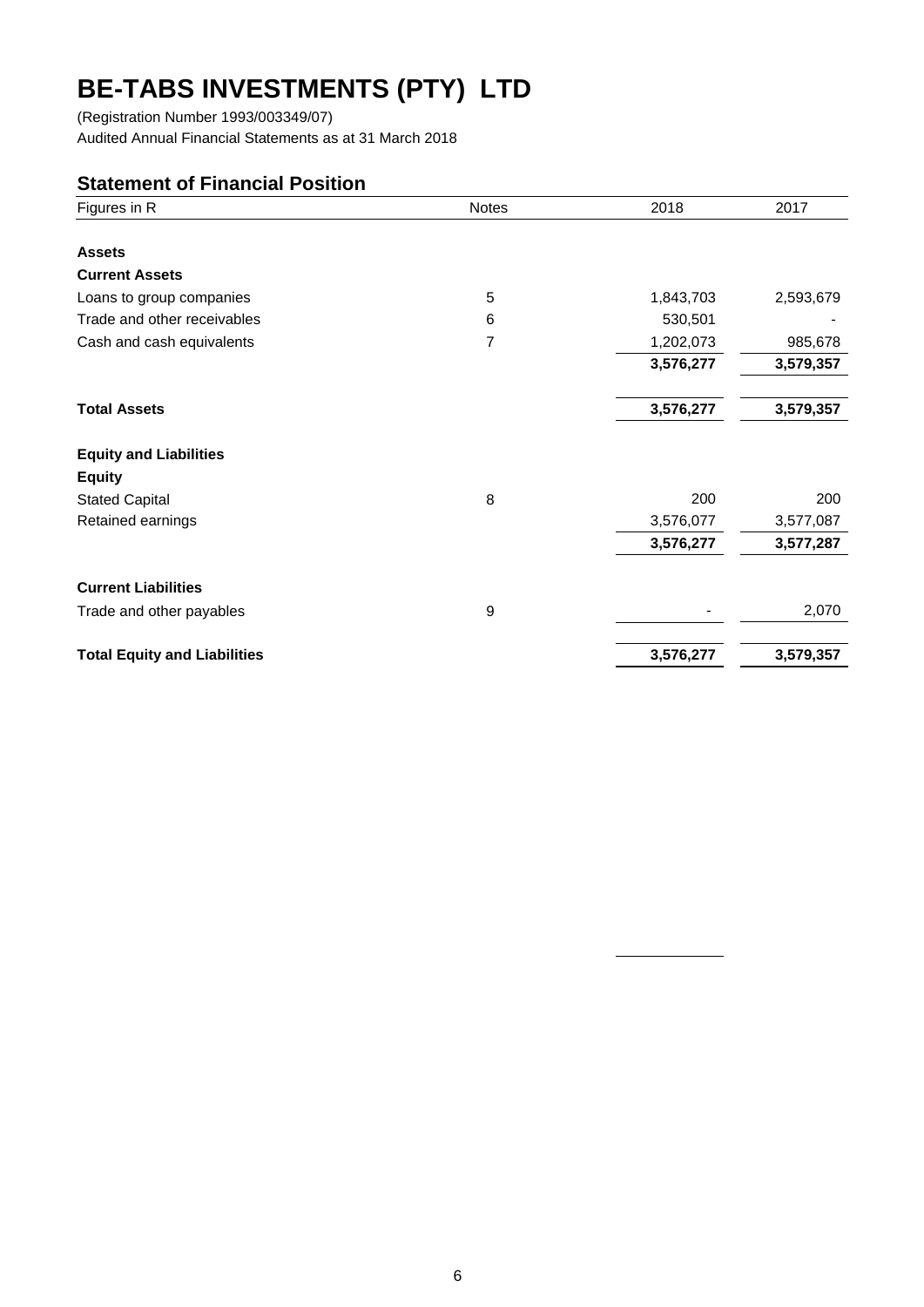# BE-TABS INVESTMENTS (PTY) LTD

(Registration Number 1993/003349/07)
Audited Annual Financial Statements as at 31 March 2018

## Statement of Financial Position

| Figures in R | Notes | 2018 | 2017 |
|---|---|---|---|
| **Assets** | | | |
| **Current Assets** | | | |
| Loans to group companies | 5 | 1,843,703 | 2,593,679 |
| Trade and other receivables | 6 | 530,501 | - |
| Cash and cash equivalents | 7 | 1,202,073 | 985,678 |
| | | **3,576,277** | **3,579,357** |
| **Total Assets** | | **3,576,277** | **3,579,357** |
| **Equity and Liabilities** | | | |
| **Equity** | | | |
| Stated Capital | 8 | 200 | 200 |
| Retained earnings | | 3,576,077 | 3,577,087 |
| | | **3,576,277** | **3,577,287** |
| **Current Liabilities** | | | |
| Trade and other payables | 9 | - | 2,070 |
| **Total Equity and Liabilities** | | **3,576,277** | **3,579,357** |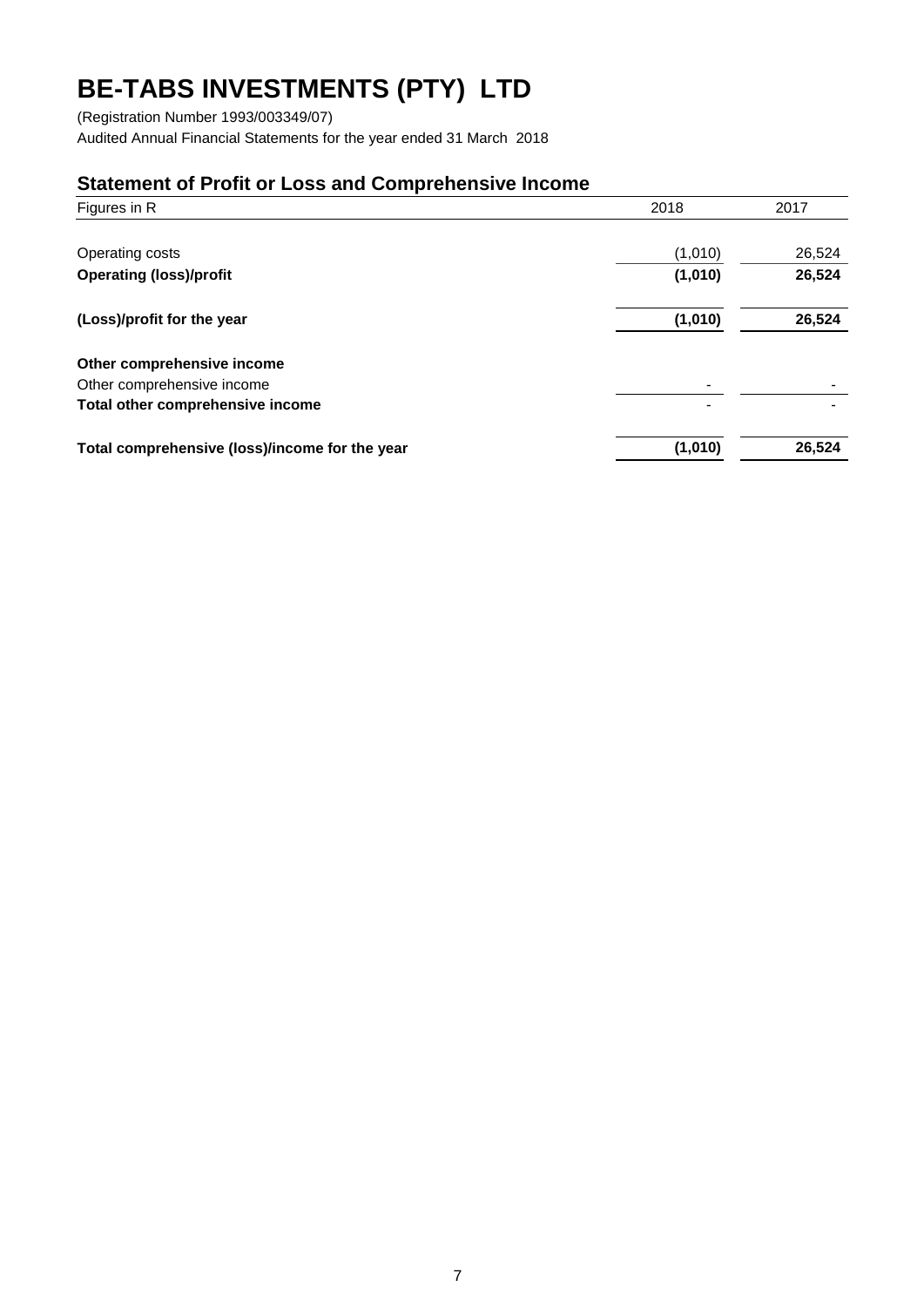# BE-TABS INVESTMENTS (PTY) LTD

(Registration Number 1993/003349/07)
Audited Annual Financial Statements for the year ended 31 March 2018

## Statement of Profit or Loss and Comprehensive Income

| Figures in R | 2018 | 2017 |
|---|---|---|
| Operating costs | (1,010) | 26,524 |
| **Operating (loss)/profit** | **(1,010)** | **26,524** |
| **(Loss)/profit for the year** | **(1,010)** | **26,524** |
| **Other comprehensive income** | | |
| Other comprehensive income | - | - |
| **Total other comprehensive income** | - | - |
| **Total comprehensive (loss)/income for the year** | **(1,010)** | **26,524** |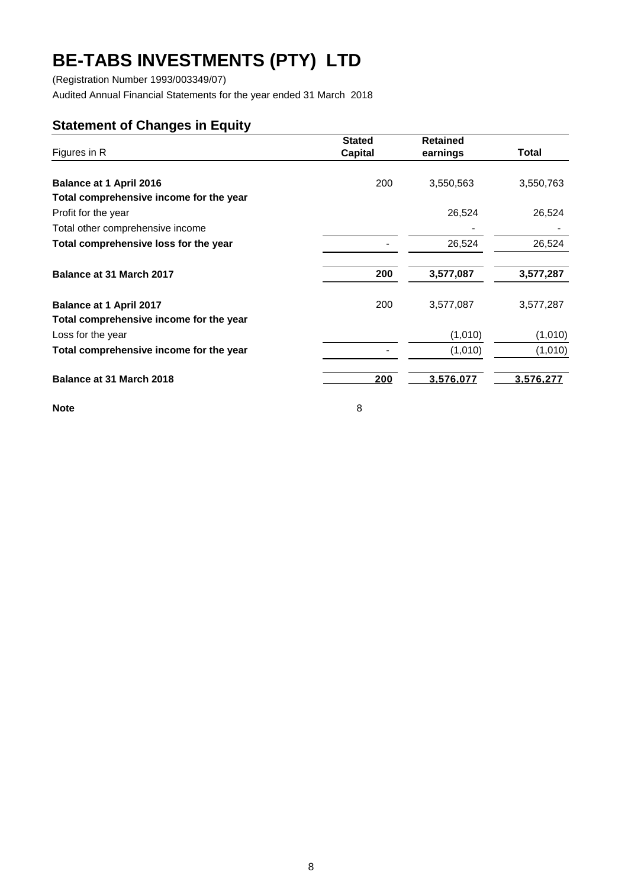# BE-TABS INVESTMENTS (PTY) LTD

(Registration Number 1993/003349/07)

Audited Annual Financial Statements for the year ended 31 March 2018

## Statement of Changes in Equity

| Figures in R | Stated Capital | Retained earnings | Total |
|---|---|---|---|
| **Balance at 1 April 2016** | 200 | 3,550,563 | 3,550,763 |
| **Total comprehensive income for the year** | | | |
| Profit for the year | | 26,524 | 26,524 |
| Total other comprehensive income | | - | - |
| **Total comprehensive loss for the year** | - | 26,524 | 26,524 |
| **Balance at 31 March 2017** | **200** | **3,577,087** | **3,577,287** |
| **Balance at 1 April 2017** | 200 | 3,577,087 | 3,577,287 |
| **Total comprehensive income for the year** | | | |
| Loss for the year | | (1,010) | (1,010) |
| **Total comprehensive income for the year** | - | (1,010) | (1,010) |
| **Balance at 31 March 2018** | **200** | **3,576,077** | **3,576,277** |
| **Note** | 8 | | |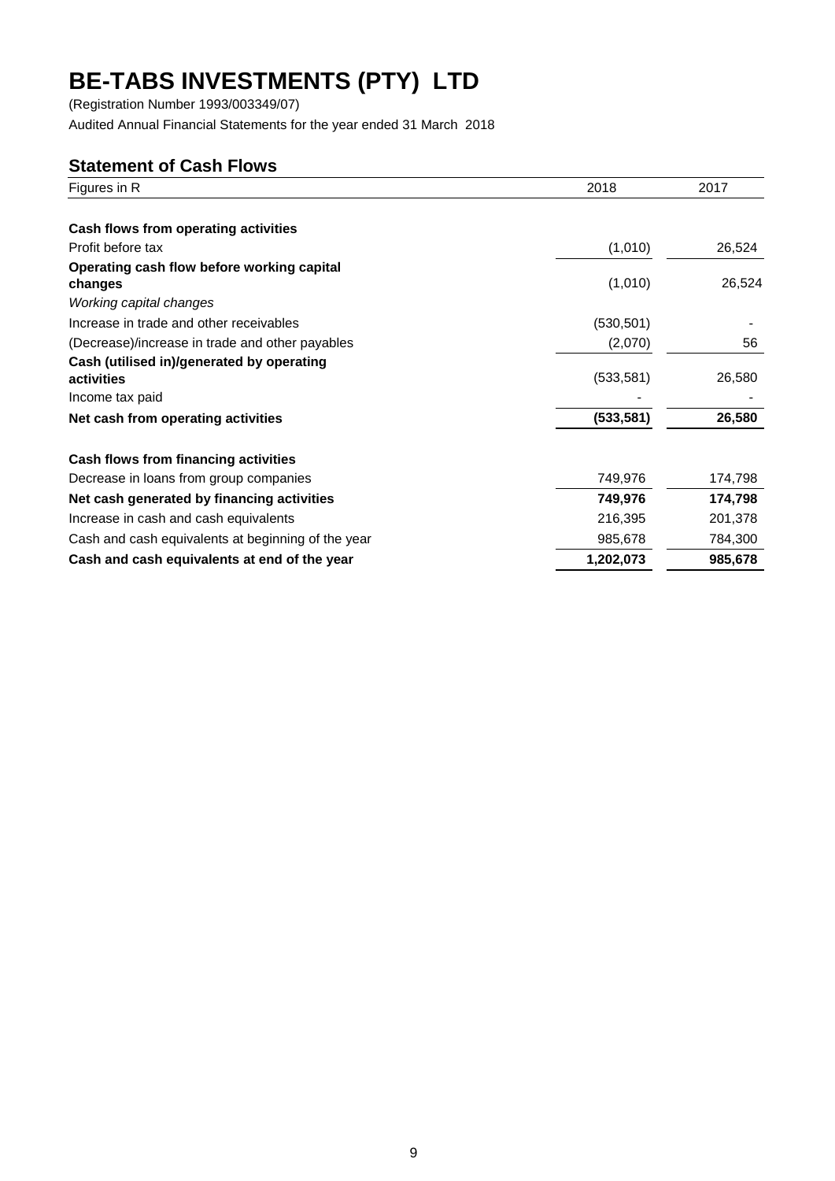# BE-TABS INVESTMENTS (PTY) LTD

(Registration Number 1993/003349/07)

Audited Annual Financial Statements for the year ended 31 March 2018

## Statement of Cash Flows

| Figures in R | 2018 | 2017 |
|---|---|---|
| **Cash flows from operating activities** | | |
| Profit before tax | (1,010) | 26,524 |
| **Operating cash flow before working capital changes** | (1,010) | 26,524 |
| *Working capital changes* | | |
| Increase in trade and other receivables | (530,501) | - |
| (Decrease)/increase in trade and other payables | (2,070) | 56 |
| **Cash (utilised in)/generated by operating activities** | (533,581) | 26,580 |
| Income tax paid | - | - |
| **Net cash from operating activities** | **(533,581)** | **26,580** |
| | | |
| **Cash flows from financing activities** | | |
| Decrease in loans from group companies | 749,976 | 174,798 |
| **Net cash generated by financing activities** | **749,976** | **174,798** |
| Increase in cash and cash equivalents | 216,395 | 201,378 |
| Cash and cash equivalents at beginning of the year | 985,678 | 784,300 |
| **Cash and cash equivalents at end of the year** | **1,202,073** | **985,678** |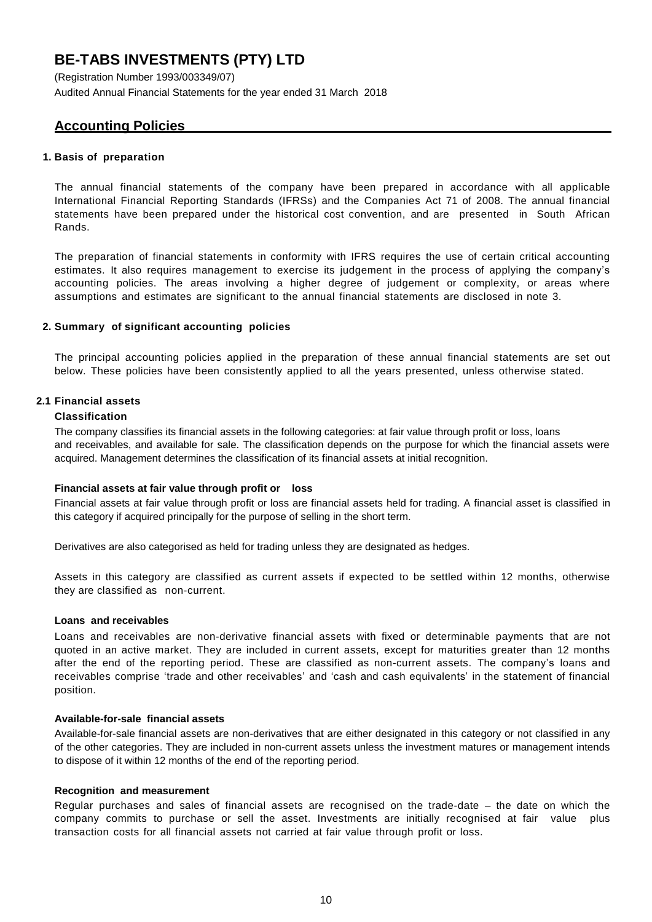# BE-TABS INVESTMENTS (PTY) LTD

(Registration Number 1993/003349/07)

Audited Annual Financial Statements for the year ended 31 March 2018

## Accounting Policies

### 1. Basis of preparation

The annual financial statements of the company have been prepared in accordance with all applicable International Financial Reporting Standards (IFRSs) and the Companies Act 71 of 2008. The annual financial statements have been prepared under the historical cost convention, and are presented in South African Rands.

The preparation of financial statements in conformity with IFRS requires the use of certain critical accounting estimates. It also requires management to exercise its judgement in the process of applying the company's accounting policies. The areas involving a higher degree of judgement or complexity, or areas where assumptions and estimates are significant to the annual financial statements are disclosed in note 3.

### 2. Summary of significant accounting policies

The principal accounting policies applied in the preparation of these annual financial statements are set out below. These policies have been consistently applied to all the years presented, unless otherwise stated.

### 2.1 Financial assets

**Classification**

The company classifies its financial assets in the following categories: at fair value through profit or loss, loans and receivables, and available for sale. The classification depends on the purpose for which the financial assets were acquired. Management determines the classification of its financial assets at initial recognition.

**Financial assets at fair value through profit or loss**

Financial assets at fair value through profit or loss are financial assets held for trading. A financial asset is classified in this category if acquired principally for the purpose of selling in the short term.

Derivatives are also categorised as held for trading unless they are designated as hedges.

Assets in this category are classified as current assets if expected to be settled within 12 months, otherwise they are classified as non-current.

**Loans and receivables**

Loans and receivables are non-derivative financial assets with fixed or determinable payments that are not quoted in an active market. They are included in current assets, except for maturities greater than 12 months after the end of the reporting period. These are classified as non-current assets. The company's loans and receivables comprise 'trade and other receivables' and 'cash and cash equivalents' in the statement of financial position.

**Available-for-sale financial assets**

Available-for-sale financial assets are non-derivatives that are either designated in this category or not classified in any of the other categories. They are included in non-current assets unless the investment matures or management intends to dispose of it within 12 months of the end of the reporting period.

**Recognition and measurement**

Regular purchases and sales of financial assets are recognised on the trade-date – the date on which the company commits to purchase or sell the asset. Investments are initially recognised at fair value plus transaction costs for all financial assets not carried at fair value through profit or loss.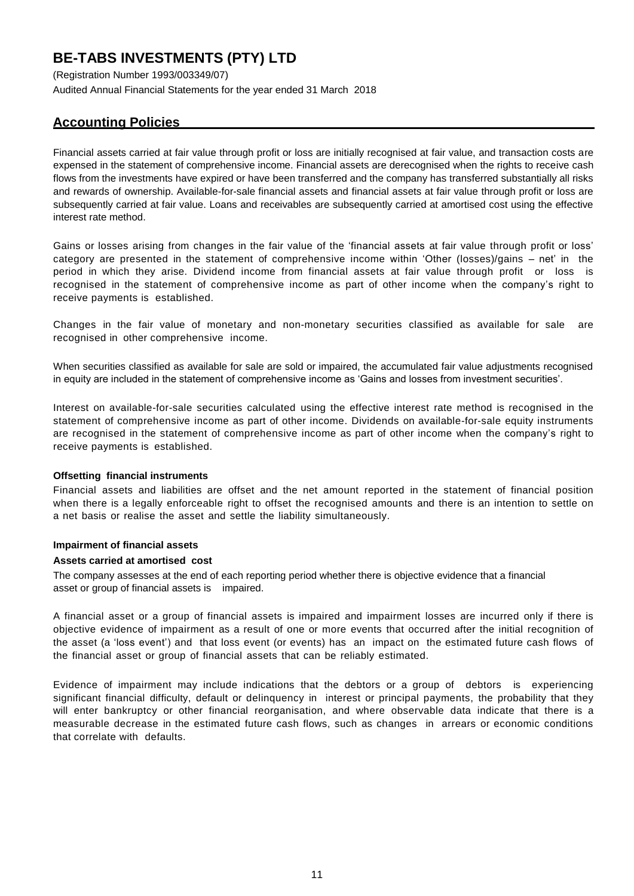# BE-TABS INVESTMENTS (PTY) LTD

(Registration Number 1993/003349/07)

Audited Annual Financial Statements for the year ended 31 March 2018

## Accounting Policies

Financial assets carried at fair value through profit or loss are initially recognised at fair value, and transaction costs are expensed in the statement of comprehensive income. Financial assets are derecognised when the rights to receive cash flows from the investments have expired or have been transferred and the company has transferred substantially all risks and rewards of ownership. Available-for-sale financial assets and financial assets at fair value through profit or loss are subsequently carried at fair value. Loans and receivables are subsequently carried at amortised cost using the effective interest rate method.

Gains or losses arising from changes in the fair value of the 'financial assets at fair value through profit or loss' category are presented in the statement of comprehensive income within 'Other (losses)/gains – net' in the period in which they arise. Dividend income from financial assets at fair value through profit or loss is recognised in the statement of comprehensive income as part of other income when the company's right to receive payments is established.

Changes in the fair value of monetary and non-monetary securities classified as available for sale are recognised in other comprehensive income.

When securities classified as available for sale are sold or impaired, the accumulated fair value adjustments recognised in equity are included in the statement of comprehensive income as 'Gains and losses from investment securities'.

Interest on available-for-sale securities calculated using the effective interest rate method is recognised in the statement of comprehensive income as part of other income. Dividends on available-for-sale equity instruments are recognised in the statement of comprehensive income as part of other income when the company's right to receive payments is established.

**Offsetting financial instruments**

Financial assets and liabilities are offset and the net amount reported in the statement of financial position when there is a legally enforceable right to offset the recognised amounts and there is an intention to settle on a net basis or realise the asset and settle the liability simultaneously.

**Impairment of financial assets**

**Assets carried at amortised cost**

The company assesses at the end of each reporting period whether there is objective evidence that a financial asset or group of financial assets is impaired.

A financial asset or a group of financial assets is impaired and impairment losses are incurred only if there is objective evidence of impairment as a result of one or more events that occurred after the initial recognition of the asset (a 'loss event') and that loss event (or events) has an impact on the estimated future cash flows of the financial asset or group of financial assets that can be reliably estimated.

Evidence of impairment may include indications that the debtors or a group of debtors is experiencing significant financial difficulty, default or delinquency in interest or principal payments, the probability that they will enter bankruptcy or other financial reorganisation, and where observable data indicate that there is a measurable decrease in the estimated future cash flows, such as changes in arrears or economic conditions that correlate with defaults.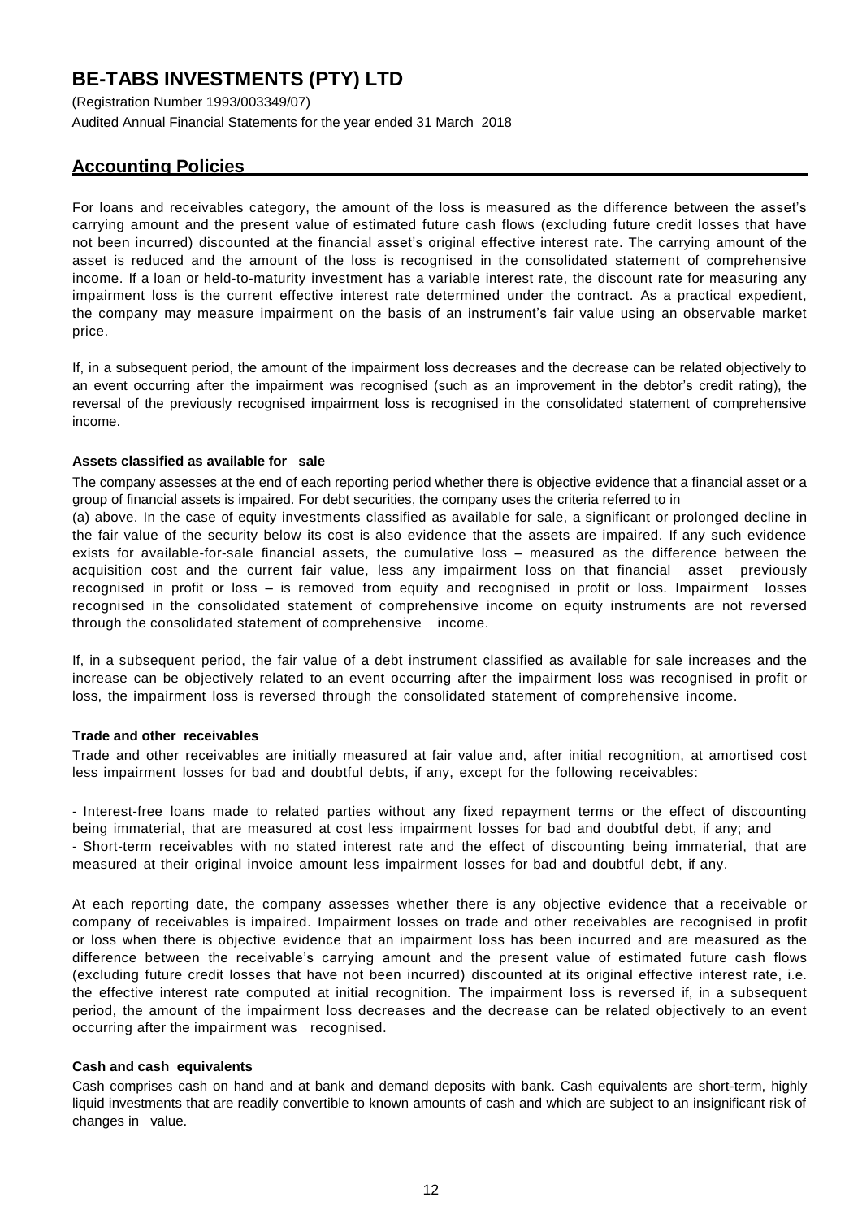## Accounting Policies

For loans and receivables category, the amount of the loss is measured as the difference between the asset's carrying amount and the present value of estimated future cash flows (excluding future credit losses that have not been incurred) discounted at the financial asset's original effective interest rate. The carrying amount of the asset is reduced and the amount of the loss is recognised in the consolidated statement of comprehensive income. If a loan or held-to-maturity investment has a variable interest rate, the discount rate for measuring any impairment loss is the current effective interest rate determined under the contract. As a practical expedient, the company may measure impairment on the basis of an instrument's fair value using an observable market price.

If, in a subsequent period, the amount of the impairment loss decreases and the decrease can be related objectively to an event occurring after the impairment was recognised (such as an improvement in the debtor's credit rating), the reversal of the previously recognised impairment loss is recognised in the consolidated statement of comprehensive income.

#### Assets classified as available for sale

The company assesses at the end of each reporting period whether there is objective evidence that a financial asset or a group of financial assets is impaired. For debt securities, the company uses the criteria referred to in (a) above. In the case of equity investments classified as available for sale, a significant or prolonged decline in the fair value of the security below its cost is also evidence that the assets are impaired. If any such evidence exists for available-for-sale financial assets, the cumulative loss – measured as the difference between the acquisition cost and the current fair value, less any impairment loss on that financial asset previously recognised in profit or loss – is removed from equity and recognised in profit or loss. Impairment losses recognised in the consolidated statement of comprehensive income on equity instruments are not reversed through the consolidated statement of comprehensive income.

If, in a subsequent period, the fair value of a debt instrument classified as available for sale increases and the increase can be objectively related to an event occurring after the impairment loss was recognised in profit or loss, the impairment loss is reversed through the consolidated statement of comprehensive income.

#### Trade and other receivables

Trade and other receivables are initially measured at fair value and, after initial recognition, at amortised cost less impairment losses for bad and doubtful debts, if any, except for the following receivables:

- Interest-free loans made to related parties without any fixed repayment terms or the effect of discounting being immaterial, that are measured at cost less impairment losses for bad and doubtful debt, if any; and
- Short-term receivables with no stated interest rate and the effect of discounting being immaterial, that are measured at their original invoice amount less impairment losses for bad and doubtful debt, if any.

At each reporting date, the company assesses whether there is any objective evidence that a receivable or company of receivables is impaired. Impairment losses on trade and other receivables are recognised in profit or loss when there is objective evidence that an impairment loss has been incurred and are measured as the difference between the receivable's carrying amount and the present value of estimated future cash flows (excluding future credit losses that have not been incurred) discounted at its original effective interest rate, i.e. the effective interest rate computed at initial recognition. The impairment loss is reversed if, in a subsequent period, the amount of the impairment loss decreases and the decrease can be related objectively to an event occurring after the impairment was recognised.

#### Cash and cash equivalents

Cash comprises cash on hand and at bank and demand deposits with bank. Cash equivalents are short-term, highly liquid investments that are readily convertible to known amounts of cash and which are subject to an insignificant risk of changes in value.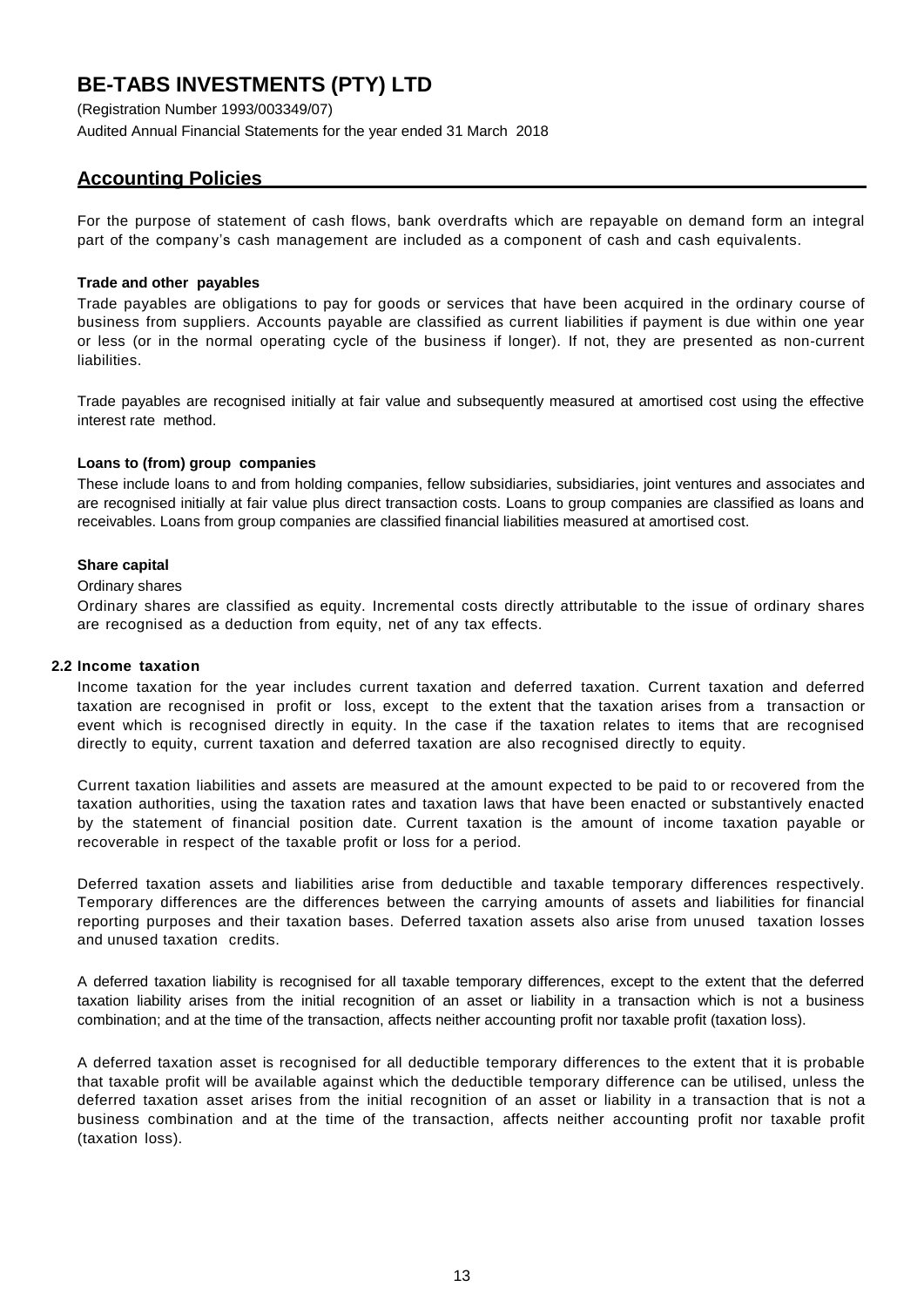# BE-TABS INVESTMENTS (PTY) LTD

(Registration Number 1993/003349/07)
Audited Annual Financial Statements for the year ended 31 March 2018

## Accounting Policies

For the purpose of statement of cash flows, bank overdrafts which are repayable on demand form an integral part of the company's cash management are included as a component of cash and cash equivalents.

**Trade and other payables**

Trade payables are obligations to pay for goods or services that have been acquired in the ordinary course of business from suppliers. Accounts payable are classified as current liabilities if payment is due within one year or less (or in the normal operating cycle of the business if longer). If not, they are presented as non-current liabilities.

Trade payables are recognised initially at fair value and subsequently measured at amortised cost using the effective interest rate method.

**Loans to (from) group companies**

These include loans to and from holding companies, fellow subsidiaries, subsidiaries, joint ventures and associates and are recognised initially at fair value plus direct transaction costs. Loans to group companies are classified as loans and receivables. Loans from group companies are classified financial liabilities measured at amortised cost.

**Share capital**

Ordinary shares

Ordinary shares are classified as equity. Incremental costs directly attributable to the issue of ordinary shares are recognised as a deduction from equity, net of any tax effects.

**2.2 Income taxation**

Income taxation for the year includes current taxation and deferred taxation. Current taxation and deferred taxation are recognised in profit or loss, except to the extent that the taxation arises from a transaction or event which is recognised directly in equity. In the case if the taxation relates to items that are recognised directly to equity, current taxation and deferred taxation are also recognised directly to equity.

Current taxation liabilities and assets are measured at the amount expected to be paid to or recovered from the taxation authorities, using the taxation rates and taxation laws that have been enacted or substantively enacted by the statement of financial position date. Current taxation is the amount of income taxation payable or recoverable in respect of the taxable profit or loss for a period.

Deferred taxation assets and liabilities arise from deductible and taxable temporary differences respectively. Temporary differences are the differences between the carrying amounts of assets and liabilities for financial reporting purposes and their taxation bases. Deferred taxation assets also arise from unused taxation losses and unused taxation credits.

A deferred taxation liability is recognised for all taxable temporary differences, except to the extent that the deferred taxation liability arises from the initial recognition of an asset or liability in a transaction which is not a business combination; and at the time of the transaction, affects neither accounting profit nor taxable profit (taxation loss).

A deferred taxation asset is recognised for all deductible temporary differences to the extent that it is probable that taxable profit will be available against which the deductible temporary difference can be utilised, unless the deferred taxation asset arises from the initial recognition of an asset or liability in a transaction that is not a business combination and at the time of the transaction, affects neither accounting profit nor taxable profit (taxation loss).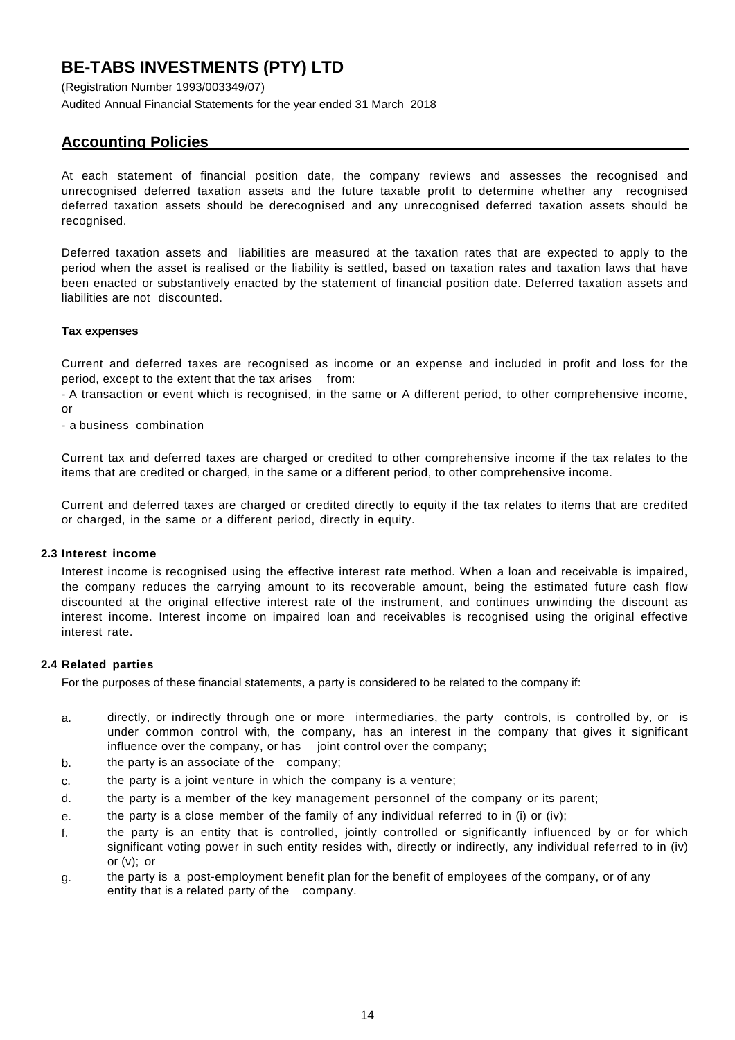# BE-TABS INVESTMENTS (PTY) LTD

(Registration Number 1993/003349/07)

Audited Annual Financial Statements for the year ended 31 March 2018

## Accounting Policies

At each statement of financial position date, the company reviews and assesses the recognised and unrecognised deferred taxation assets and the future taxable profit to determine whether any recognised deferred taxation assets should be derecognised and any unrecognised deferred taxation assets should be recognised.

Deferred taxation assets and liabilities are measured at the taxation rates that are expected to apply to the period when the asset is realised or the liability is settled, based on taxation rates and taxation laws that have been enacted or substantively enacted by the statement of financial position date. Deferred taxation assets and liabilities are not discounted.

**Tax expenses**

Current and deferred taxes are recognised as income or an expense and included in profit and loss for the period, except to the extent that the tax arises from:

- A transaction or event which is recognised, in the same or A different period, to other comprehensive income, or
- a business combination

Current tax and deferred taxes are charged or credited to other comprehensive income if the tax relates to the items that are credited or charged, in the same or a different period, to other comprehensive income.

Current and deferred taxes are charged or credited directly to equity if the tax relates to items that are credited or charged, in the same or a different period, directly in equity.

### 2.3 Interest income

Interest income is recognised using the effective interest rate method. When a loan and receivable is impaired, the company reduces the carrying amount to its recoverable amount, being the estimated future cash flow discounted at the original effective interest rate of the instrument, and continues unwinding the discount as interest income. Interest income on impaired loan and receivables is recognised using the original effective interest rate.

### 2.4 Related parties

For the purposes of these financial statements, a party is considered to be related to the company if:

a. directly, or indirectly through one or more intermediaries, the party controls, is controlled by, or is under common control with, the company, has an interest in the company that gives it significant influence over the company, or has joint control over the company;

b. the party is an associate of the company;

c. the party is a joint venture in which the company is a venture;

d. the party is a member of the key management personnel of the company or its parent;

e. the party is a close member of the family of any individual referred to in (i) or (iv);

f. the party is an entity that is controlled, jointly controlled or significantly influenced by or for which significant voting power in such entity resides with, directly or indirectly, any individual referred to in (iv) or (v); or

g. the party is a post-employment benefit plan for the benefit of employees of the company, or of any entity that is a related party of the company.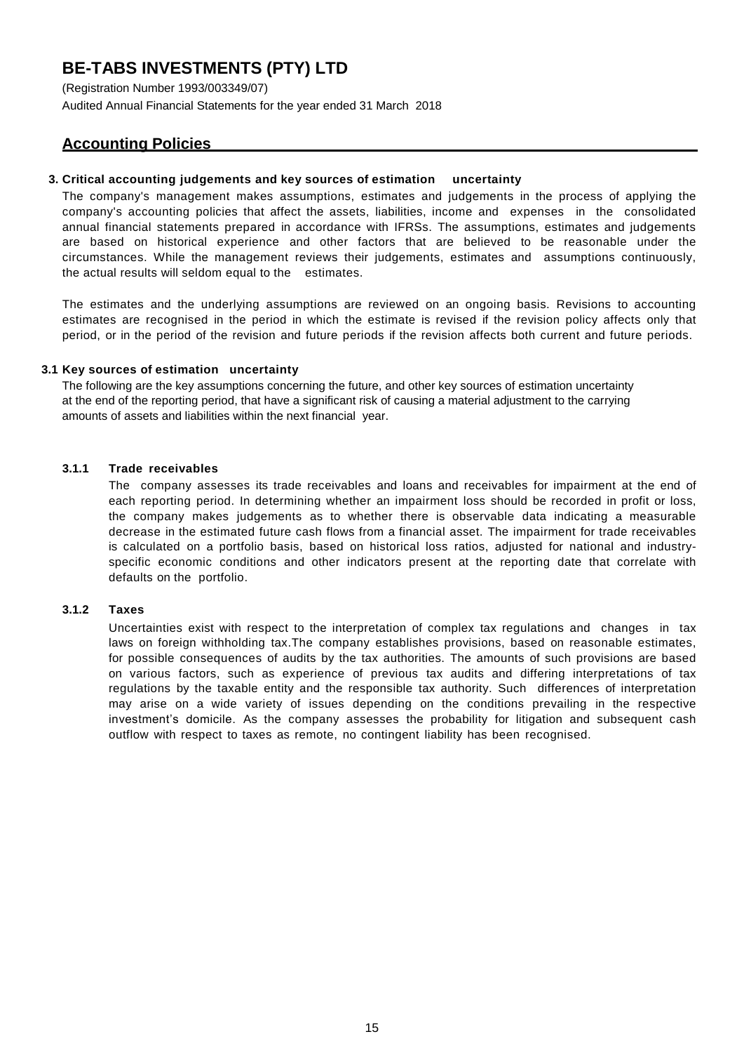# BE-TABS INVESTMENTS (PTY) LTD

(Registration Number 1993/003349/07)
Audited Annual Financial Statements for the year ended 31 March 2018

## Accounting Policies

### 3. Critical accounting judgements and key sources of estimation uncertainty

The company's management makes assumptions, estimates and judgements in the process of applying the company's accounting policies that affect the assets, liabilities, income and expenses in the consolidated annual financial statements prepared in accordance with IFRSs. The assumptions, estimates and judgements are based on historical experience and other factors that are believed to be reasonable under the circumstances. While the management reviews their judgements, estimates and assumptions continuously, the actual results will seldom equal to the estimates.

The estimates and the underlying assumptions are reviewed on an ongoing basis. Revisions to accounting estimates are recognised in the period in which the estimate is revised if the revision policy affects only that period, or in the period of the revision and future periods if the revision affects both current and future periods.

### 3.1 Key sources of estimation uncertainty

The following are the key assumptions concerning the future, and other key sources of estimation uncertainty at the end of the reporting period, that have a significant risk of causing a material adjustment to the carrying amounts of assets and liabilities within the next financial year.

#### 3.1.1 Trade receivables

The company assesses its trade receivables and loans and receivables for impairment at the end of each reporting period. In determining whether an impairment loss should be recorded in profit or loss, the company makes judgements as to whether there is observable data indicating a measurable decrease in the estimated future cash flows from a financial asset. The impairment for trade receivables is calculated on a portfolio basis, based on historical loss ratios, adjusted for national and industry-specific economic conditions and other indicators present at the reporting date that correlate with defaults on the portfolio.

#### 3.1.2 Taxes

Uncertainties exist with respect to the interpretation of complex tax regulations and changes in tax laws on foreign withholding tax.The company establishes provisions, based on reasonable estimates, for possible consequences of audits by the tax authorities. The amounts of such provisions are based on various factors, such as experience of previous tax audits and differing interpretations of tax regulations by the taxable entity and the responsible tax authority. Such differences of interpretation may arise on a wide variety of issues depending on the conditions prevailing in the respective investment's domicile. As the company assesses the probability for litigation and subsequent cash outflow with respect to taxes as remote, no contingent liability has been recognised.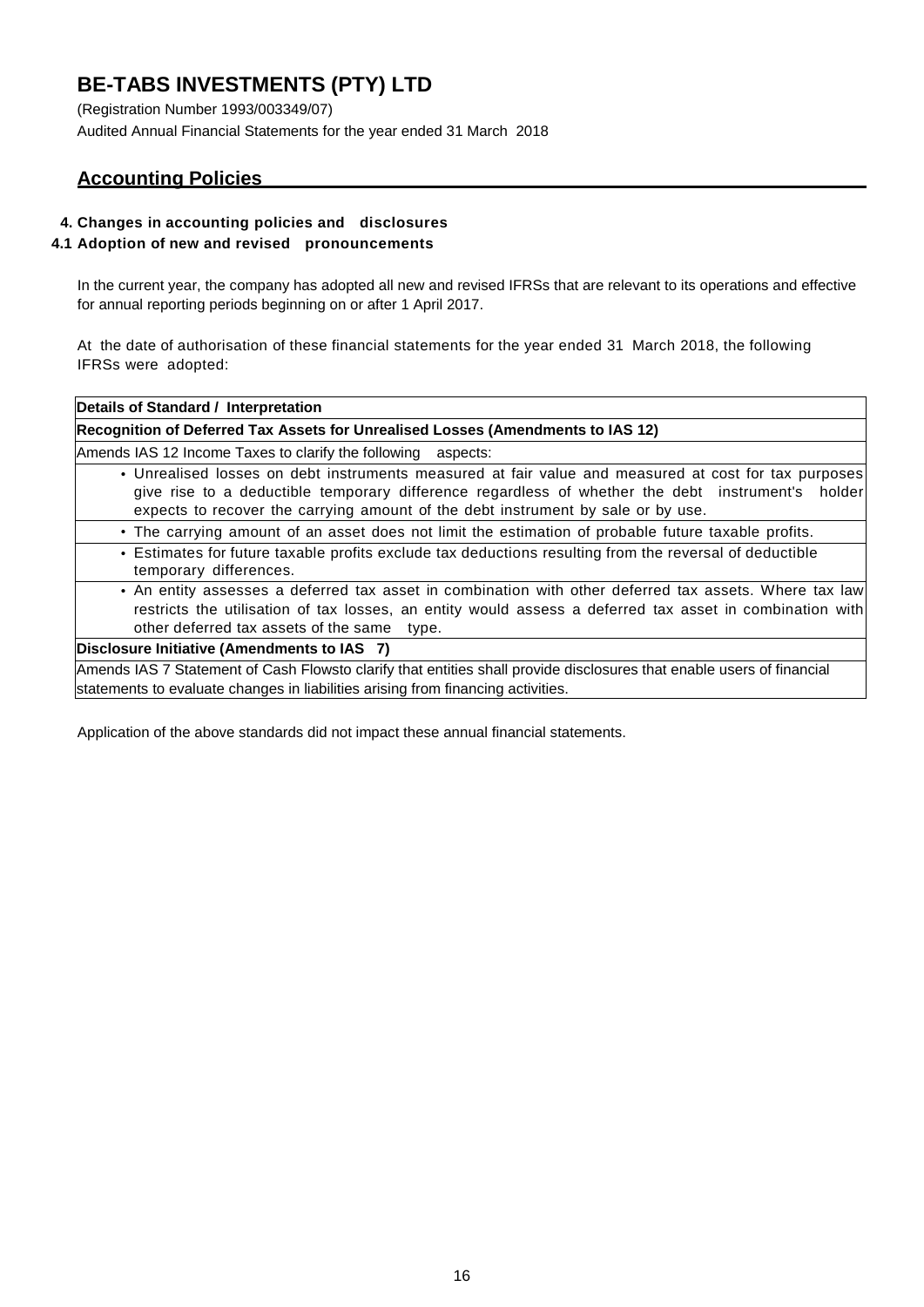# BE-TABS INVESTMENTS (PTY) LTD

(Registration Number 1993/003349/07)

Audited Annual Financial Statements for the year ended 31 March 2018

## Accounting Policies

### 4. Changes in accounting policies and disclosures

### 4.1 Adoption of new and revised pronouncements

In the current year, the company has adopted all new and revised IFRSs that are relevant to its operations and effective for annual reporting periods beginning on or after 1 April 2017.

At the date of authorisation of these financial statements for the year ended 31 March 2018, the following IFRSs were adopted:

| **Details of Standard / Interpretation** |
|---|
| **Recognition of Deferred Tax Assets for Unrealised Losses (Amendments to IAS 12)** |
| Amends IAS 12 Income Taxes to clarify the following aspects: |
| • Unrealised losses on debt instruments measured at fair value and measured at cost for tax purposes give rise to a deductible temporary difference regardless of whether the debt instrument's holder expects to recover the carrying amount of the debt instrument by sale or by use. |
| • The carrying amount of an asset does not limit the estimation of probable future taxable profits. |
| • Estimates for future taxable profits exclude tax deductions resulting from the reversal of deductible temporary differences. |
| • An entity assesses a deferred tax asset in combination with other deferred tax assets. Where tax law restricts the utilisation of tax losses, an entity would assess a deferred tax asset in combination with other deferred tax assets of the same type. |
| **Disclosure Initiative (Amendments to IAS 7)** |
| Amends IAS 7 Statement of Cash Flowsto clarify that entities shall provide disclosures that enable users of financial statements to evaluate changes in liabilities arising from financing activities. |

Application of the above standards did not impact these annual financial statements.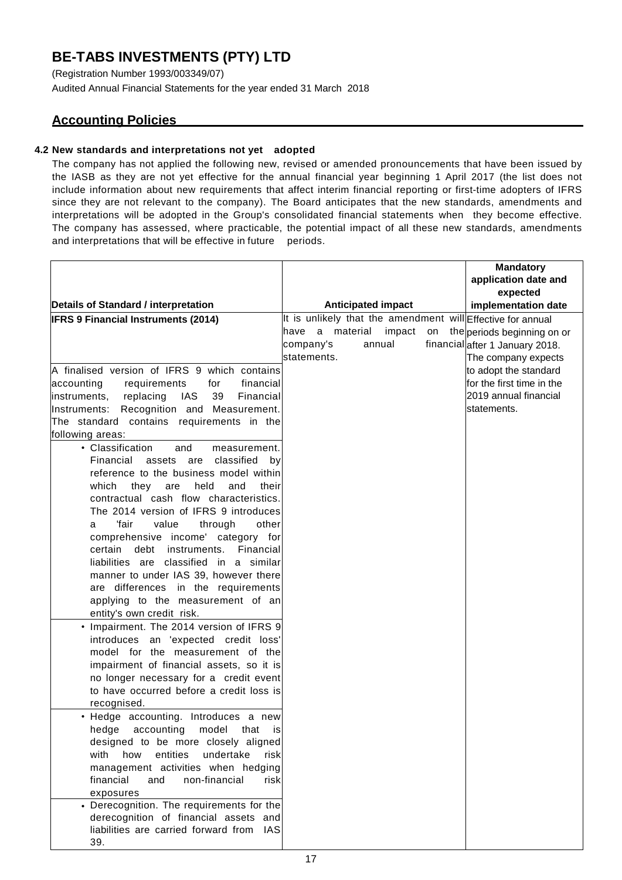# BE-TABS INVESTMENTS (PTY) LTD

(Registration Number 1993/003349/07)

Audited Annual Financial Statements for the year ended 31 March 2018

## Accounting Policies

### 4.2 New standards and interpretations not yet adopted

The company has not applied the following new, revised or amended pronouncements that have been issued by the IASB as they are not yet effective for the annual financial year beginning 1 April 2017 (the list does not include information about new requirements that affect interim financial reporting or first-time adopters of IFRS since they are not relevant to the company). The Board anticipates that the new standards, amendments and interpretations will be adopted in the Group's consolidated financial statements when they become effective. The company has assessed, where practicable, the potential impact of all these new standards, amendments and interpretations that will be effective in future periods.

| Details of Standard / interpretation | Anticipated impact | Mandatory application date and expected implementation date |
|---|---|---|
| **IFRS 9 Financial Instruments (2014)**<br><br>A finalised version of IFRS 9 which contains accounting requirements for financial instruments, replacing IAS 39 Financial Instruments: Recognition and Measurement. The standard contains requirements in the following areas:<br>• Classification and measurement. Financial assets are classified by reference to the business model within which they are held and their contractual cash flow characteristics. The 2014 version of IFRS 9 introduces a 'fair value through other comprehensive income' category for certain debt instruments. Financial liabilities are classified in a similar manner to under IAS 39, however there are differences in the requirements applying to the measurement of an entity's own credit risk.<br>• Impairment. The 2014 version of IFRS 9 introduces an 'expected credit loss' model for the measurement of the impairment of financial assets, so it is no longer necessary for a credit event to have occurred before a credit loss is recognised.<br>• Hedge accounting. Introduces a new hedge accounting model that is designed to be more closely aligned with how entities undertake risk management activities when hedging financial and non-financial risk exposures<br>• Derecognition. The requirements for the derecognition of financial assets and liabilities are carried forward from IAS 39. | It is unlikely that the amendment will have a material impact on the company's annual financial statements. | Effective for annual periods beginning on or after 1 January 2018. The company expects to adopt the standard for the first time in the 2019 annual financial statements. |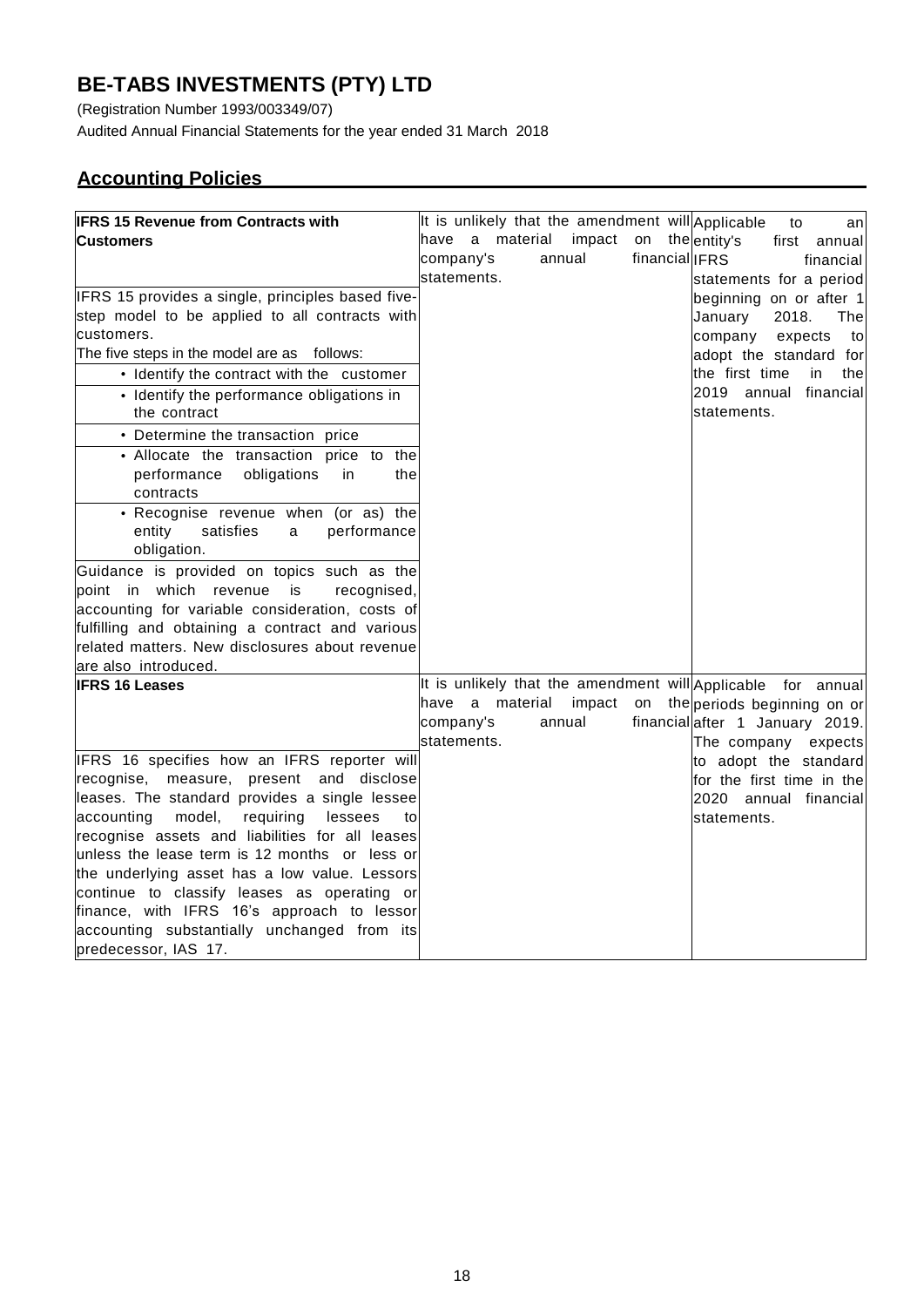# BE-TABS INVESTMENTS (PTY) LTD

(Registration Number 1993/003349/07)

Audited Annual Financial Statements for the year ended 31 March 2018

## Accounting Policies

| | | |
|---|---|---|
| **IFRS 15 Revenue from Contracts with Customers**<br><br>IFRS 15 provides a single, principles based five-step model to be applied to all contracts with customers.<br>The five steps in the model are as follows:<br>• Identify the contract with the customer<br>• Identify the performance obligations in the contract<br>• Determine the transaction price<br>• Allocate the transaction price to the performance obligations in the contracts<br>• Recognise revenue when (or as) the entity satisfies a performance obligation.<br>Guidance is provided on topics such as the point in which revenue is recognised, accounting for variable consideration, costs of fulfilling and obtaining a contract and various related matters. New disclosures about revenue are also introduced. | It is unlikely that the amendment will have a material impact on the company's annual financial statements. | Applicable to an entity's first annual IFRS financial statements for a period beginning on or after 1 January 2018. The company expects to adopt the standard for the first time in the 2019 annual financial statements. |
| **IFRS 16 Leases**<br><br>IFRS 16 specifies how an IFRS reporter will recognise, measure, present and disclose leases. The standard provides a single lessee accounting model, requiring lessees to recognise assets and liabilities for all leases unless the lease term is 12 months or less or the underlying asset has a low value. Lessors continue to classify leases as operating or finance, with IFRS 16's approach to lessor accounting substantially unchanged from its predecessor, IAS 17. | It is unlikely that the amendment will have a material impact on the company's annual financial statements. | Applicable for annual periods beginning on or after 1 January 2019. The company expects to adopt the standard for the first time in the 2020 annual financial statements. |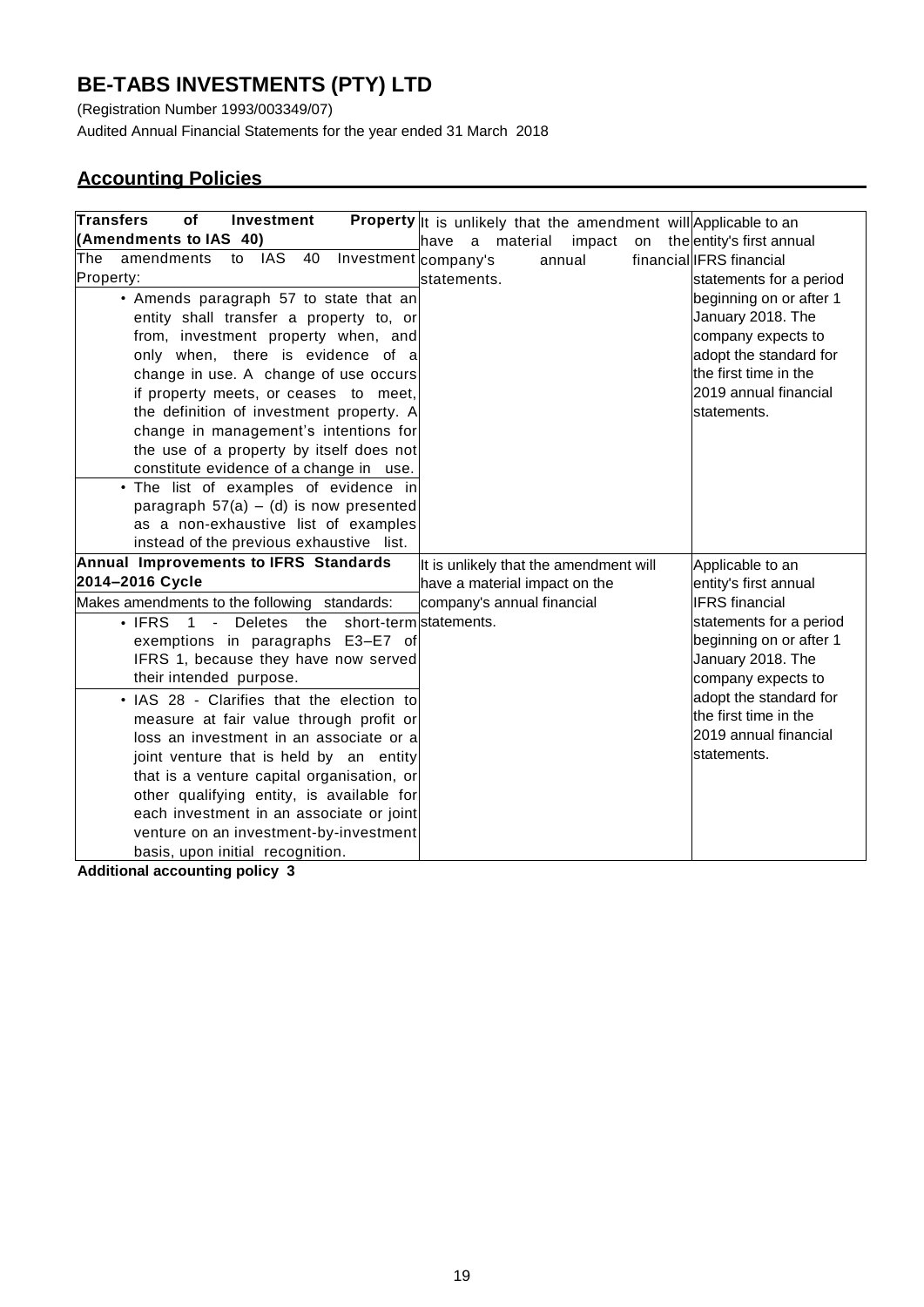# BE-TABS INVESTMENTS (PTY) LTD

(Registration Number 1993/003349/07)

Audited Annual Financial Statements for the year ended 31 March 2018

## Accounting Policies

| | | |
|---|---|---|
| **Transfers of Investment Property (Amendments to IAS 40)**<br>The amendments to IAS 40 Investment Property:<br>• Amends paragraph 57 to state that an entity shall transfer a property to, or from, investment property when, and only when, there is evidence of a change in use. A change of use occurs if property meets, or ceases to meet, the definition of investment property. A change in management's intentions for the use of a property by itself does not constitute evidence of a change in use.<br>• The list of examples of evidence in paragraph 57(a) – (d) is now presented as a non-exhaustive list of examples instead of the previous exhaustive list. | It is unlikely that the amendment will have a material impact on the company's annual financial statements. | Applicable to an entity's first annual IFRS financial statements for a period beginning on or after 1 January 2018. The company expects to adopt the standard for the first time in the 2019 annual financial statements. |
| **Annual Improvements to IFRS Standards 2014–2016 Cycle**<br>Makes amendments to the following standards:<br>• IFRS 1 - Deletes the short-term exemptions in paragraphs E3–E7 of IFRS 1, because they have now served their intended purpose.<br>• IAS 28 - Clarifies that the election to measure at fair value through profit or loss an investment in an associate or a joint venture that is held by an entity that is a venture capital organisation, or other qualifying entity, is available for each investment in an associate or joint venture on an investment-by-investment basis, upon initial recognition. | It is unlikely that the amendment will have a material impact on the company's annual financial statements. | Applicable to an entity's first annual IFRS financial statements for a period beginning on or after 1 January 2018. The company expects to adopt the standard for the first time in the 2019 annual financial statements. |

**Additional accounting policy 3**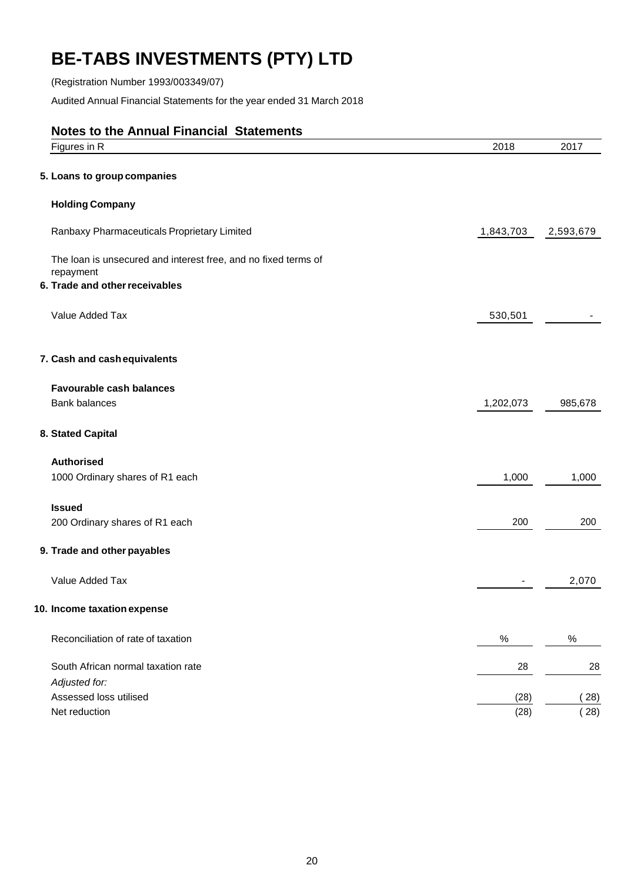# BE-TABS INVESTMENTS (PTY) LTD

(Registration Number 1993/003349/07)

Audited Annual Financial Statements for the year ended 31 March 2018

## Notes to the Annual Financial Statements

| Figures in R | 2018 | 2017 |
|---|---|---|
| **5. Loans to group companies** | | |
| **Holding Company** | | |
| Ranbaxy Pharmaceuticals Proprietary Limited | 1,843,703 | 2,593,679 |
| The loan is unsecured and interest free, and no fixed terms of repayment | | |
| **6. Trade and other receivables** | | |
| Value Added Tax | 530,501 | - |
| **7. Cash and cash equivalents** | | |
| **Favourable cash balances** | | |
| Bank balances | 1,202,073 | 985,678 |
| **8. Stated Capital** | | |
| **Authorised** | | |
| 1000 Ordinary shares of R1 each | 1,000 | 1,000 |
| **Issued** | | |
| 200 Ordinary shares of R1 each | 200 | 200 |
| **9. Trade and other payables** | | |
| Value Added Tax | - | 2,070 |
| **10. Income taxation expense** | | |
| Reconciliation of rate of taxation | % | % |
| South African normal taxation rate | 28 | 28 |
| *Adjusted for:* | | |
| Assessed loss utilised | (28) | ( 28) |
| Net reduction | (28) | ( 28) |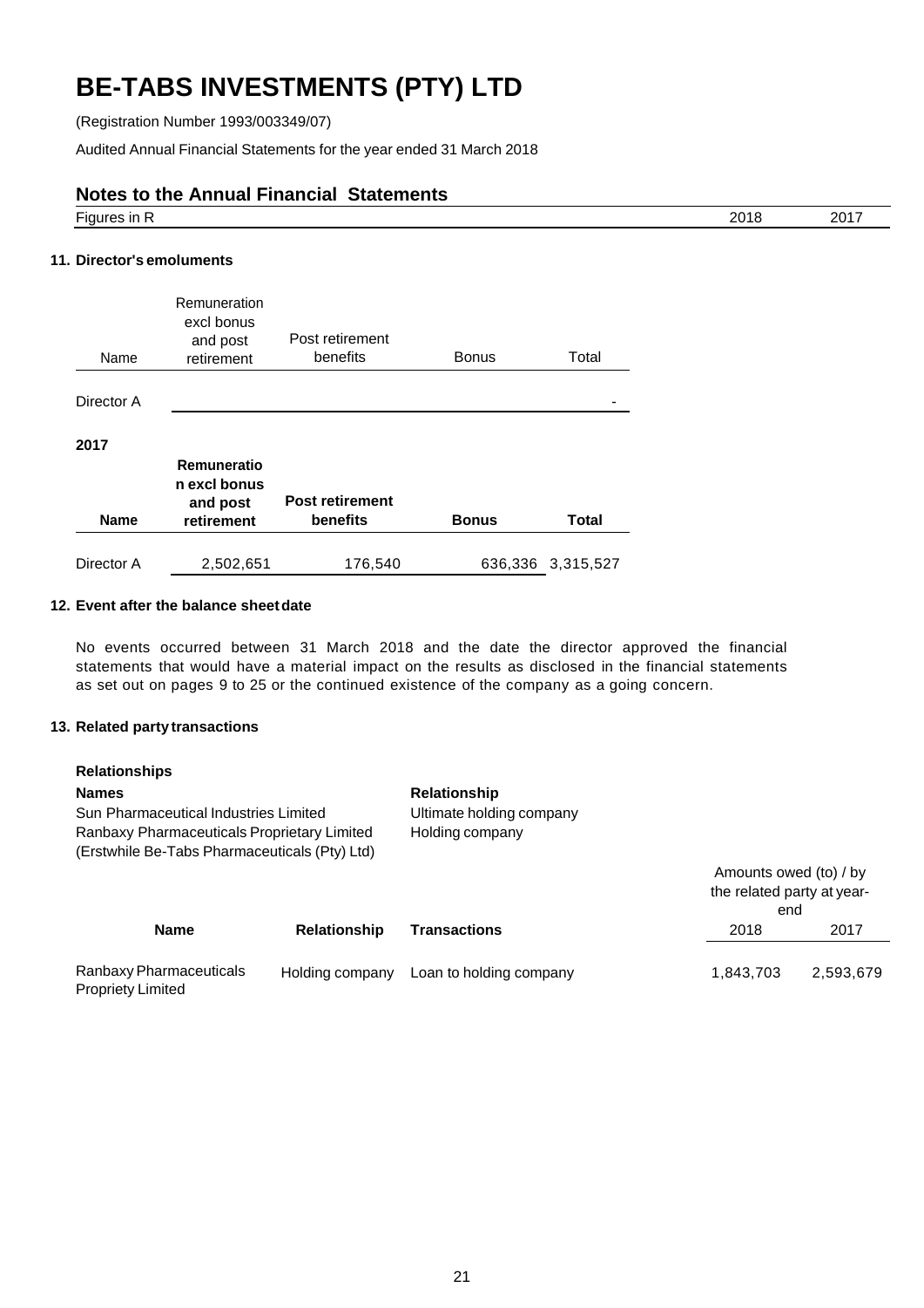# BE-TABS INVESTMENTS (PTY) LTD

(Registration Number 1993/003349/07)

Audited Annual Financial Statements for the year ended 31 March 2018

## Notes to the Annual Financial Statements

| Figures in R | 2018 | 2017 |
|---|---|---|

### 11. Director's emoluments

| Name | Remuneration excl bonus and post retirement | Post retirement benefits | Bonus | Total |
|---|---|---|---|---|
| Director A | | | | - |

**2017**

| **Name** | **Remuneration excl bonus and post retirement** | **Post retirement benefits** | **Bonus** | **Total** |
|---|---|---|---|---|
| Director A | 2,502,651 | 176,540 | 636,336 | 3,315,527 |

### 12. Event after the balance sheet date

No events occurred between 31 March 2018 and the date the director approved the financial statements that would have a material impact on the results as disclosed in the financial statements as set out on pages 9 to 25 or the continued existence of the company as a going concern.

### 13. Related party transactions

**Relationships**

| **Names** | **Relationship** |
|---|---|
| Sun Pharmaceutical Industries Limited | Ultimate holding company |
| Ranbaxy Pharmaceuticals Proprietary Limited (Erstwhile Be-Tabs Pharmaceuticals (Pty) Ltd) | Holding company |

| **Name** | **Relationship** | **Transactions** | Amounts owed (to) / by the related party at year-end 2018 | 2017 |
|---|---|---|---|---|
| Ranbaxy Pharmaceuticals Propriety Limited | Holding company | Loan to holding company | 1,843,703 | 2,593,679 |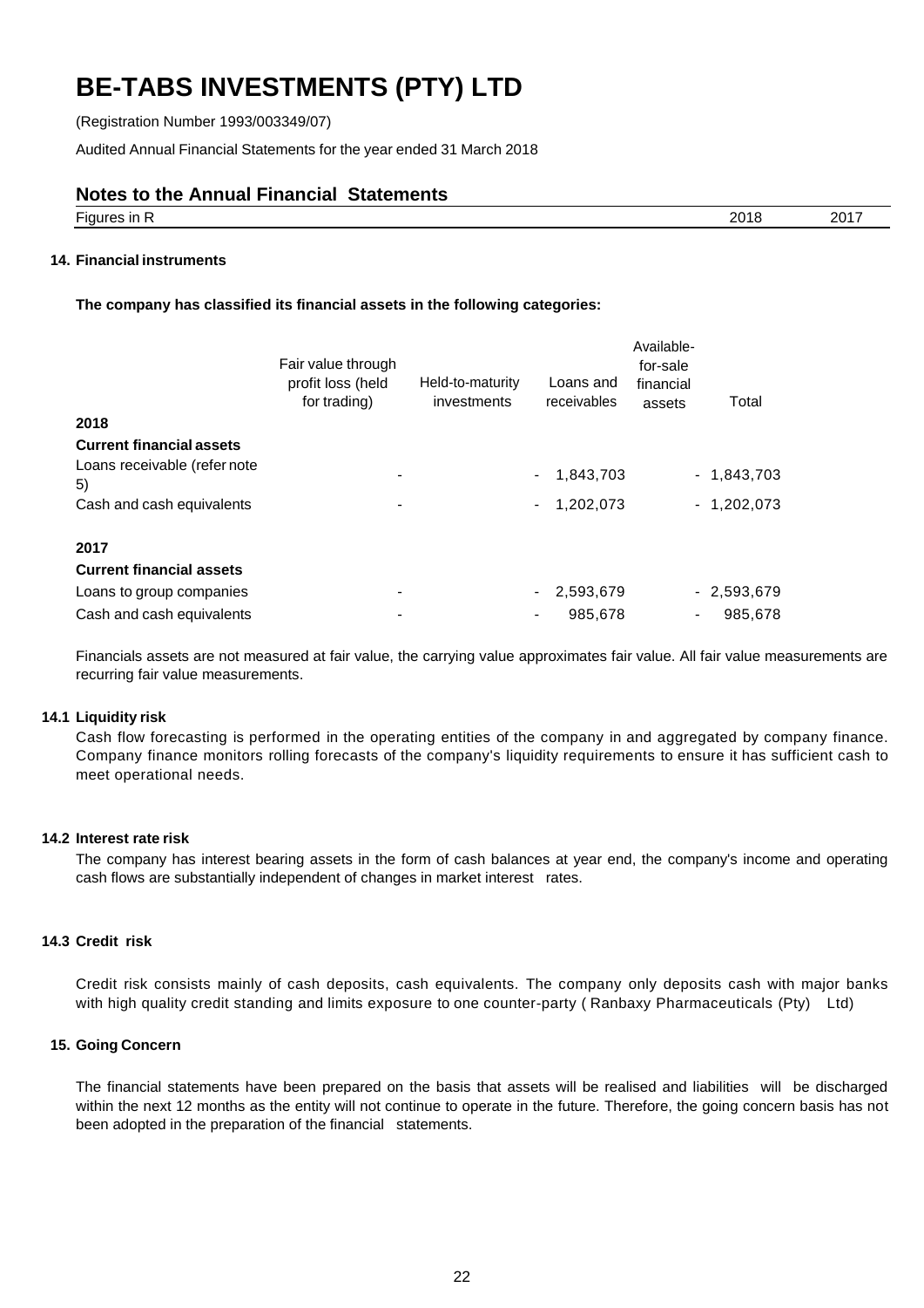## 14. Financial instruments

**The company has classified its financial assets in the following categories:**

| | Fair value through profit loss (held for trading) | Held-to-maturity investments | Loans and receivables | Available-for-sale financial assets | Total |
|---|---|---|---|---|---|
| **2018** | | | | | |
| **Current financial assets** | | | | | |
| Loans receivable (refer note 5) | - | - | 1,843,703 | - | 1,843,703 |
| Cash and cash equivalents | - | - | 1,202,073 | - | 1,202,073 |
| **2017** | | | | | |
| **Current financial assets** | | | | | |
| Loans to group companies | - | - | 2,593,679 | - | 2,593,679 |
| Cash and cash equivalents | - | - | 985,678 | - | 985,678 |

Financials assets are not measured at fair value, the carrying value approximates fair value. All fair value measurements are recurring fair value measurements.

### 14.1 Liquidity risk

Cash flow forecasting is performed in the operating entities of the company in and aggregated by company finance. Company finance monitors rolling forecasts of the company's liquidity requirements to ensure it has sufficient cash to meet operational needs.

### 14.2 Interest rate risk

The company has interest bearing assets in the form of cash balances at year end, the company's income and operating cash flows are substantially independent of changes in market interest rates.

### 14.3 Credit risk

Credit risk consists mainly of cash deposits, cash equivalents. The company only deposits cash with major banks with high quality credit standing and limits exposure to one counter-party ( Ranbaxy Pharmaceuticals (Pty) Ltd)

## 15. Going Concern

The financial statements have been prepared on the basis that assets will be realised and liabilities will be discharged within the next 12 months as the entity will not continue to operate in the future. Therefore, the going concern basis has not been adopted in the preparation of the financial statements.